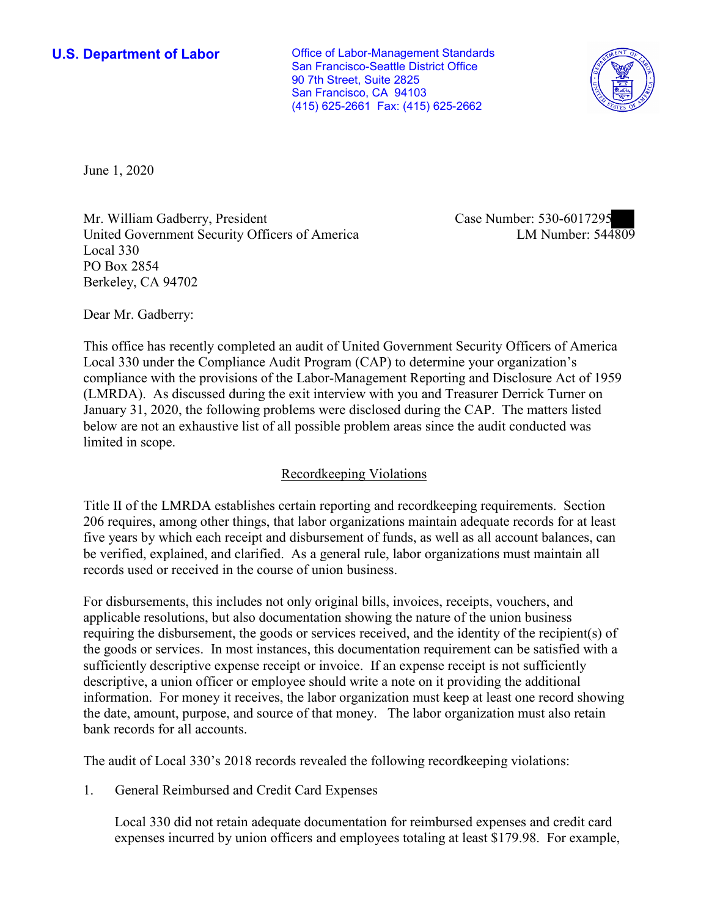**U.S. Department of Labor**

Office of Labor-Management Standards
San Francisco-Seattle District Office
90 7th Street, Suite 2825
San Francisco, CA 94103
(415) 625-2661 Fax: (415) 625-2662

June 1, 2020

Mr. William Gadberry, President
United Government Security Officers of America
Local 330
PO Box 2854
Berkeley, CA 94702

Case Number: 530-6017295
LM Number: 544809

Dear Mr. Gadberry:

This office has recently completed an audit of United Government Security Officers of America Local 330 under the Compliance Audit Program (CAP) to determine your organization's compliance with the provisions of the Labor-Management Reporting and Disclosure Act of 1959 (LMRDA). As discussed during the exit interview with you and Treasurer Derrick Turner on January 31, 2020, the following problems were disclosed during the CAP. The matters listed below are not an exhaustive list of all possible problem areas since the audit conducted was limited in scope.

## Recordkeeping Violations

Title II of the LMRDA establishes certain reporting and recordkeeping requirements. Section 206 requires, among other things, that labor organizations maintain adequate records for at least five years by which each receipt and disbursement of funds, as well as all account balances, can be verified, explained, and clarified. As a general rule, labor organizations must maintain all records used or received in the course of union business.

For disbursements, this includes not only original bills, invoices, receipts, vouchers, and applicable resolutions, but also documentation showing the nature of the union business requiring the disbursement, the goods or services received, and the identity of the recipient(s) of the goods or services. In most instances, this documentation requirement can be satisfied with a sufficiently descriptive expense receipt or invoice. If an expense receipt is not sufficiently descriptive, a union officer or employee should write a note on it providing the additional information. For money it receives, the labor organization must keep at least one record showing the date, amount, purpose, and source of that money. The labor organization must also retain bank records for all accounts.

The audit of Local 330's 2018 records revealed the following recordkeeping violations:

1. General Reimbursed and Credit Card Expenses

   Local 330 did not retain adequate documentation for reimbursed expenses and credit card expenses incurred by union officers and employees totaling at least $179.98. For example,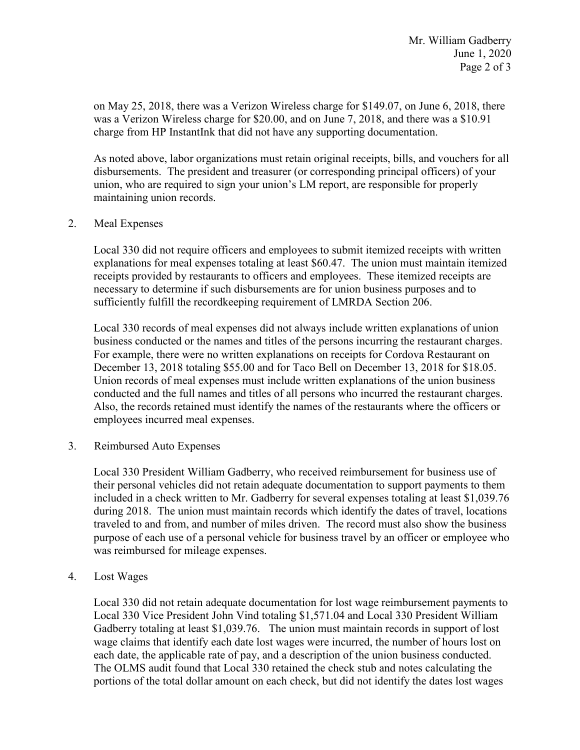on May 25, 2018, there was a Verizon Wireless charge for $149.07, on June 6, 2018, there was a Verizon Wireless charge for $20.00, and on June 7, 2018, and there was a $10.91 charge from HP InstantInk that did not have any supporting documentation.

As noted above, labor organizations must retain original receipts, bills, and vouchers for all disbursements. The president and treasurer (or corresponding principal officers) of your union, who are required to sign your union's LM report, are responsible for properly maintaining union records.

2. Meal Expenses

Local 330 did not require officers and employees to submit itemized receipts with written explanations for meal expenses totaling at least $60.47. The union must maintain itemized receipts provided by restaurants to officers and employees. These itemized receipts are necessary to determine if such disbursements are for union business purposes and to sufficiently fulfill the recordkeeping requirement of LMRDA Section 206.

Local 330 records of meal expenses did not always include written explanations of union business conducted or the names and titles of the persons incurring the restaurant charges. For example, there were no written explanations on receipts for Cordova Restaurant on December 13, 2018 totaling $55.00 and for Taco Bell on December 13, 2018 for $18.05. Union records of meal expenses must include written explanations of the union business conducted and the full names and titles of all persons who incurred the restaurant charges. Also, the records retained must identify the names of the restaurants where the officers or employees incurred meal expenses.

3. Reimbursed Auto Expenses

Local 330 President William Gadberry, who received reimbursement for business use of their personal vehicles did not retain adequate documentation to support payments to them included in a check written to Mr. Gadberry for several expenses totaling at least $1,039.76 during 2018. The union must maintain records which identify the dates of travel, locations traveled to and from, and number of miles driven. The record must also show the business purpose of each use of a personal vehicle for business travel by an officer or employee who was reimbursed for mileage expenses.

4. Lost Wages

Local 330 did not retain adequate documentation for lost wage reimbursement payments to Local 330 Vice President John Vind totaling $1,571.04 and Local 330 President William Gadberry totaling at least $1,039.76. The union must maintain records in support of lost wage claims that identify each date lost wages were incurred, the number of hours lost on each date, the applicable rate of pay, and a description of the union business conducted. The OLMS audit found that Local 330 retained the check stub and notes calculating the portions of the total dollar amount on each check, but did not identify the dates lost wages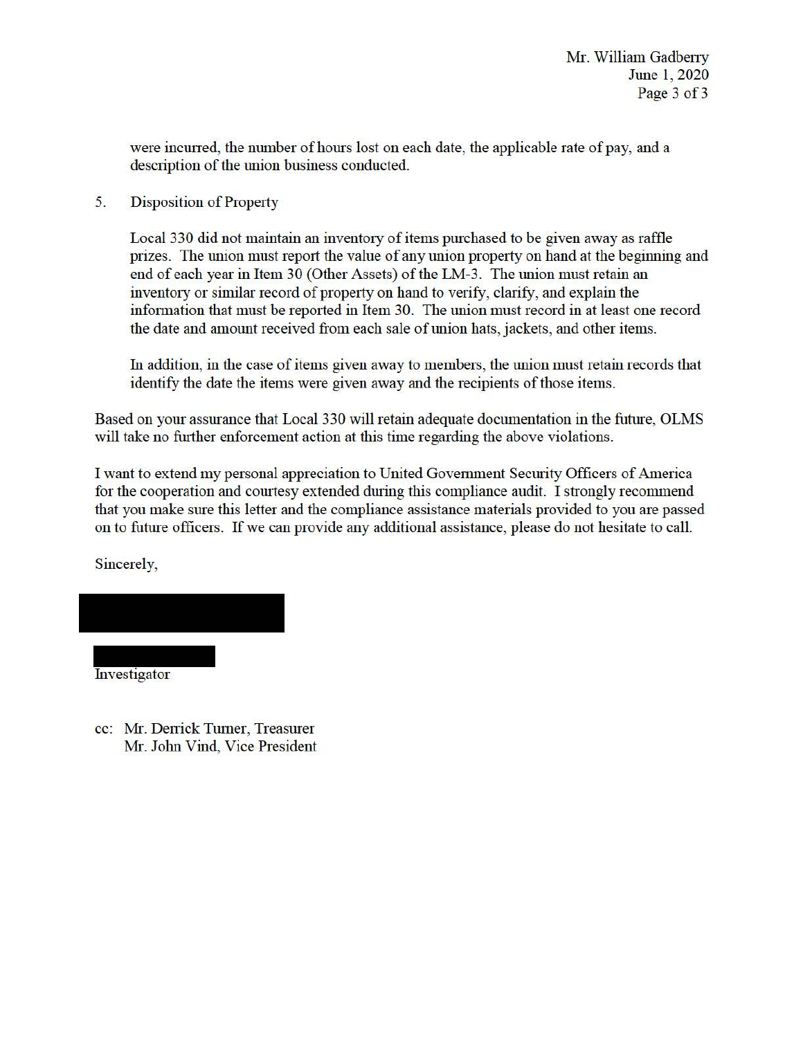were incurred, the number of hours lost on each date, the applicable rate of pay, and a description of the union business conducted.

5. Disposition of Property

   Local 330 did not maintain an inventory of items purchased to be given away as raffle prizes. The union must report the value of any union property on hand at the beginning and end of each year in Item 30 (Other Assets) of the LM-3. The union must retain an inventory or similar record of property on hand to verify, clarify, and explain the information that must be reported in Item 30. The union must record in at least one record the date and amount received from each sale of union hats, jackets, and other items.

   In addition, in the case of items given away to members, the union must retain records that identify the date the items were given away and the recipients of those items.

Based on your assurance that Local 330 will retain adequate documentation in the future, OLMS will take no further enforcement action at this time regarding the above violations.

I want to extend my personal appreciation to United Government Security Officers of America for the cooperation and courtesy extended during this compliance audit. I strongly recommend that you make sure this letter and the compliance assistance materials provided to you are passed on to future officers. If we can provide any additional assistance, please do not hesitate to call.

Sincerely,

Investigator

cc: Mr. Derrick Turner, Treasurer
    Mr. John Vind, Vice President